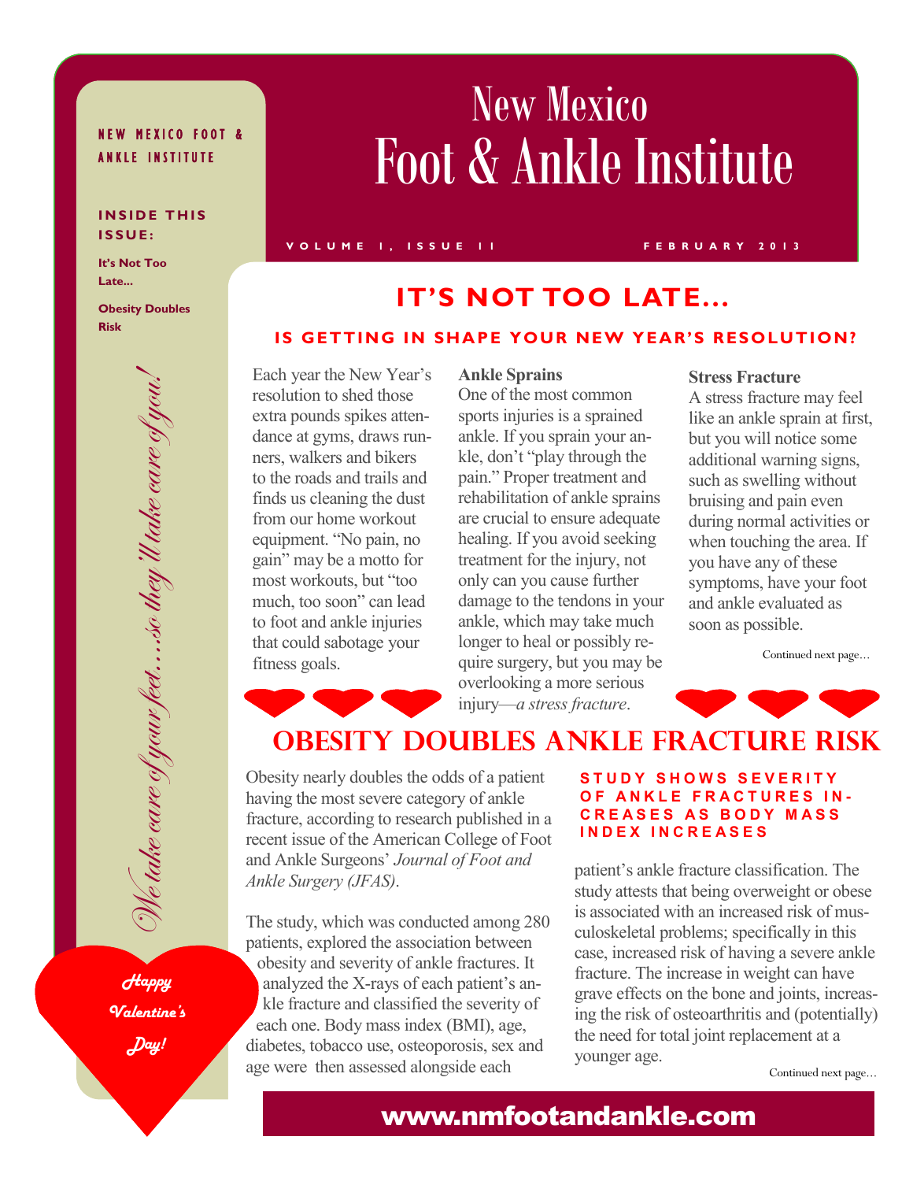# New Mexico Foot & Ankle Institute

NEW MEXICO FOOT & ANKLE INSTITUTE

**INSIDE THIS ISSUE:**

**It's Not Too Late...**

**Obesity Doubles Risk**

*We take care of your feet….so they'll take care of you!*

*Happy Valentine's Day!*

## IT'S NOT TOO LATE…

### IS GETTING IN SHAPE YOUR NEW YEAR'S RESOLUTION?

Each year the New Year's resolution to shed those extra pounds spikes attendance at gyms, draws runners, walkers and bikers to the roads and trails and finds us cleaning the dust from our home workout equipment. "No pain, no gain" may be a motto for most workouts, but "too much, too soon" can lead to foot and ankle injuries that could sabotage your fitness goals.

**Ankle Sprains**

One of the most common sports injuries is a sprained ankle. If you sprain your ankle, don't "play through the pain." Proper treatment and rehabilitation of ankle sprains are crucial to ensure adequate healing. If you avoid seeking treatment for the injury, not only can you cause further damage to the tendons in your ankle, which may take much longer to heal or possibly require surgery, but you may be overlooking a more serious injury—*a stress fracture*.

**Stress Fracture**

A stress fracture may feel like an ankle sprain at first, but you will notice some additional warning signs, such as swelling without bruising and pain even during normal activities or when touching the area. If you have any of these symptoms, have your foot and ankle evaluated as soon as possible.

Continued next page…

## OBESITY DOUBLES ANKLE FRACTURE RISK

### STUDY SHOWS SEVERITY OF ANKLE FRACTURES INCREASES AS BODY MASS INDEX INCREASES

Obesity nearly doubles the odds of a patient having the most severe category of ankle fracture, according to research published in a recent issue of the American College of Foot and Ankle Surgeons' *Journal of Foot and Ankle Surgery (JFAS)*.

The study, which was conducted among 280 patients, explored the association between obesity and severity of ankle fractures. It analyzed the X-rays of each patient's ankle fracture and classified the severity of each one. Body mass index (BMI), age, diabetes, tobacco use, osteoporosis, sex and age were then assessed alongside each patient's ankle fracture classification. The study attests that being overweight or obese is associated with an increased risk of musculoskeletal problems; specifically in this case, increased risk of having a severe ankle fracture. The increase in weight can have grave effects on the bone and joints, increasing the risk of osteoarthritis and (potentially) the need for total joint replacement at a younger age.

Continued next page…

**www.nmfootandankle.com**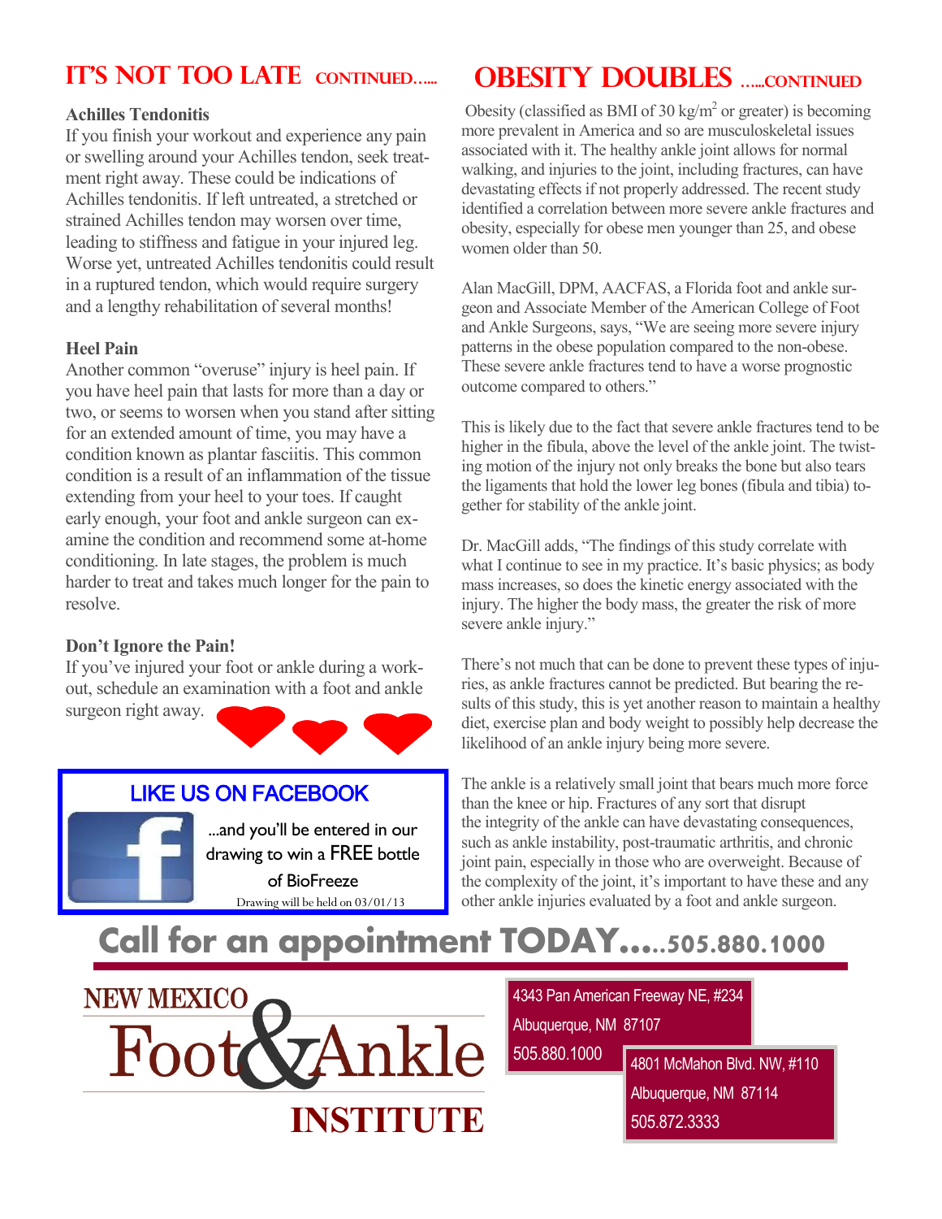## It's Not Too Late continued……

**Achilles Tendonitis**

If you finish your workout and experience any pain or swelling around your Achilles tendon, seek treatment right away. These could be indications of Achilles tendonitis. If left untreated, a stretched or strained Achilles tendon may worsen over time, leading to stiffness and fatigue in your injured leg. Worse yet, untreated Achilles tendonitis could result in a ruptured tendon, which would require surgery and a lengthy rehabilitation of several months!

**Heel Pain**

Another common "overuse" injury is heel pain. If you have heel pain that lasts for more than a day or two, or seems to worsen when you stand after sitting for an extended amount of time, you may have a condition known as plantar fasciitis. This common condition is a result of an inflammation of the tissue extending from your heel to your toes. If caught early enough, your foot and ankle surgeon can examine the condition and recommend some at-home conditioning. In late stages, the problem is much harder to treat and takes much longer for the pain to resolve.

**Don't Ignore the Pain!**

If you've injured your foot or ankle during a workout, schedule an examination with a foot and ankle surgeon right away.

### LIKE US ON FACEBOOK

...and you'll be entered in our drawing to win a FREE bottle of BioFreeze

Drawing will be held on 03/01/13

## Obesity Doubles ……continued

Obesity (classified as BMI of 30 $kg/m^2$ or greater) is becoming more prevalent in America and so are musculoskeletal issues associated with it. The healthy ankle joint allows for normal walking, and injuries to the joint, including fractures, can have devastating effects if not properly addressed. The recent study identified a correlation between more severe ankle fractures and obesity, especially for obese men younger than 25, and obese women older than 50.

Alan MacGill, DPM, AACFAS, a Florida foot and ankle surgeon and Associate Member of the American College of Foot and Ankle Surgeons, says, "We are seeing more severe injury patterns in the obese population compared to the non-obese. These severe ankle fractures tend to have a worse prognostic outcome compared to others."

This is likely due to the fact that severe ankle fractures tend to be higher in the fibula, above the level of the ankle joint. The twisting motion of the injury not only breaks the bone but also tears the ligaments that hold the lower leg bones (fibula and tibia) together for stability of the ankle joint.

Dr. MacGill adds, "The findings of this study correlate with what I continue to see in my practice. It's basic physics; as body mass increases, so does the kinetic energy associated with the injury. The higher the body mass, the greater the risk of more severe ankle injury."

There's not much that can be done to prevent these types of injuries, as ankle fractures cannot be predicted. But bearing the results of this study, this is yet another reason to maintain a healthy diet, exercise plan and body weight to possibly help decrease the likelihood of an ankle injury being more severe.

The ankle is a relatively small joint that bears much more force than the knee or hip. Fractures of any sort that disrupt the integrity of the ankle can have devastating consequences, such as ankle instability, post-traumatic arthritis, and chronic joint pain, especially in those who are overweight. Because of the complexity of the joint, it's important to have these and any other ankle injuries evaluated by a foot and ankle surgeon.

# Call for an appointment TODAY…..505.880.1000

NEW MEXICO Foot & Ankle INSTITUTE

4343 Pan American Freeway NE, #234
Albuquerque, NM 87107
505.880.1000

4801 McMahon Blvd. NW, #110
Albuquerque, NM 87114
505.872.3333